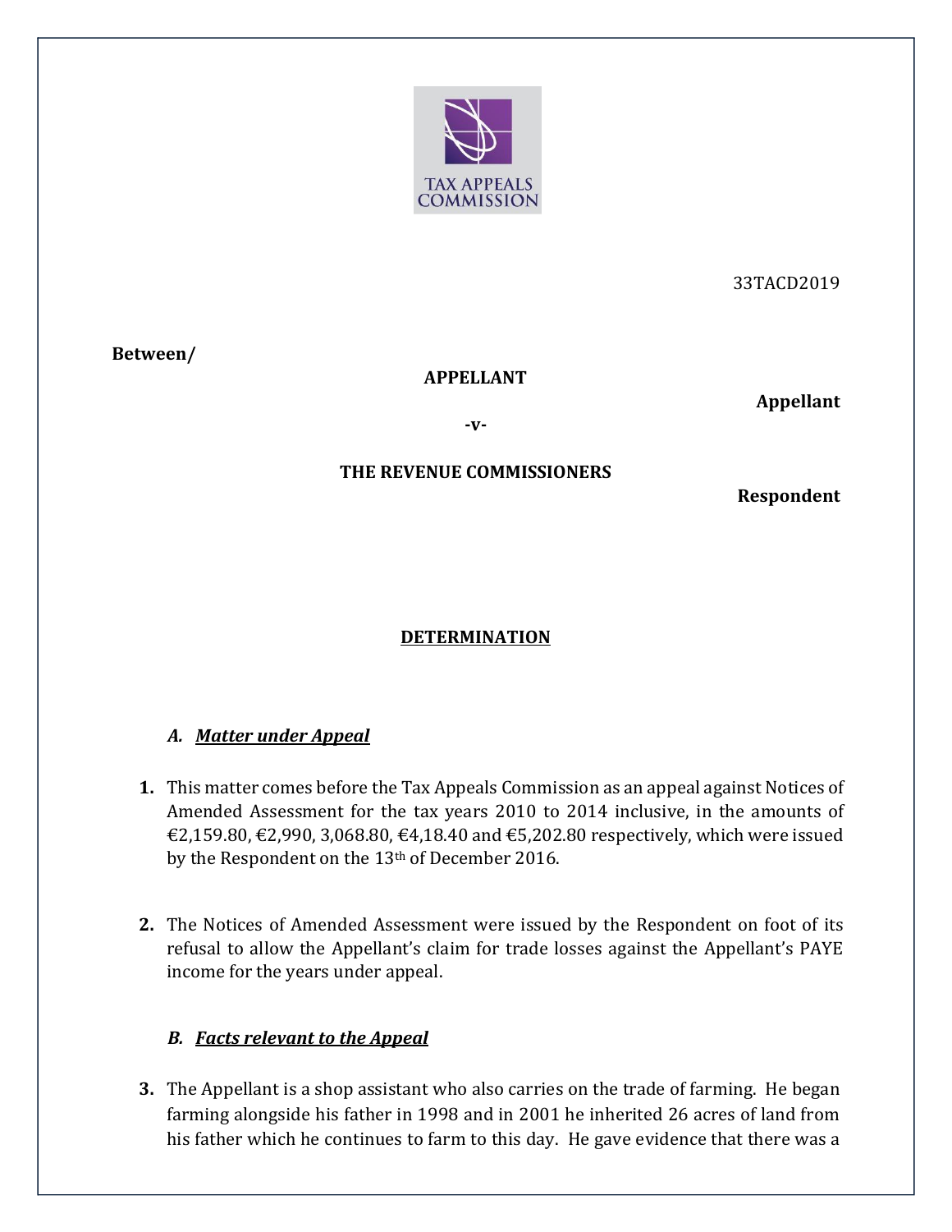33TACD2019

**Between/**

**APPELLANT**

**Appellant**

**-v-**

**THE REVENUE COMMISSIONERS**

**Respondent**

## DETERMINATION

### *A. Matter under Appeal*

**1.** This matter comes before the Tax Appeals Commission as an appeal against Notices of Amended Assessment for the tax years 2010 to 2014 inclusive, in the amounts of €2,159.80, €2,990, 3,068.80, €4,18.40 and €5,202.80 respectively, which were issued by the Respondent on the 13th of December 2016.

**2.** The Notices of Amended Assessment were issued by the Respondent on foot of its refusal to allow the Appellant's claim for trade losses against the Appellant's PAYE income for the years under appeal.

### *B. Facts relevant to the Appeal*

**3.** The Appellant is a shop assistant who also carries on the trade of farming. He began farming alongside his father in 1998 and in 2001 he inherited 26 acres of land from his father which he continues to farm to this day. He gave evidence that there was a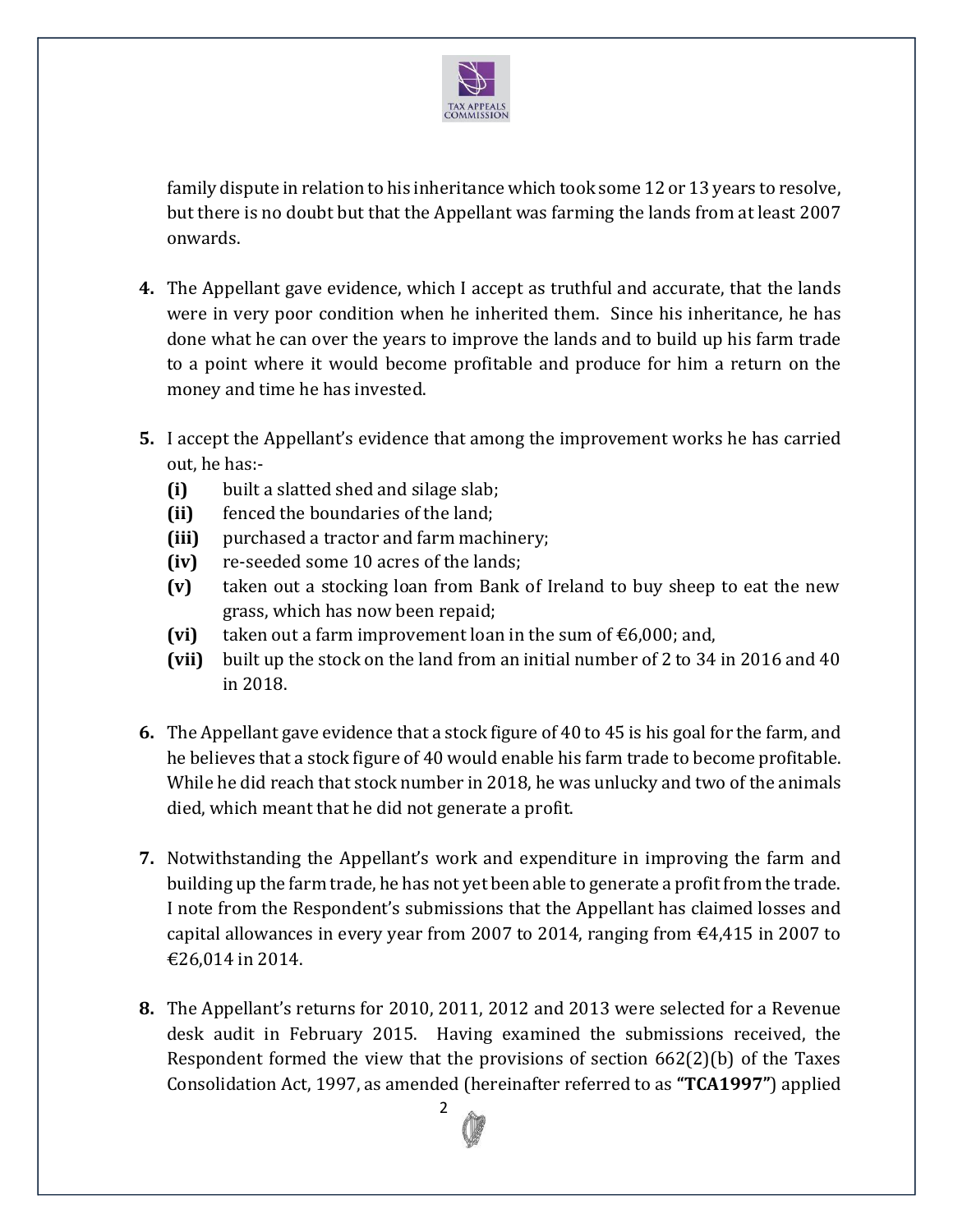family dispute in relation to his inheritance which took some 12 or 13 years to resolve, but there is no doubt but that the Appellant was farming the lands from at least 2007 onwards.

**4.** The Appellant gave evidence, which I accept as truthful and accurate, that the lands were in very poor condition when he inherited them. Since his inheritance, he has done what he can over the years to improve the lands and to build up his farm trade to a point where it would become profitable and produce for him a return on the money and time he has invested.

**5.** I accept the Appellant's evidence that among the improvement works he has carried out, he has:-

- **(i)** built a slatted shed and silage slab;
- **(ii)** fenced the boundaries of the land;
- **(iii)** purchased a tractor and farm machinery;
- **(iv)** re-seeded some 10 acres of the lands;
- **(v)** taken out a stocking loan from Bank of Ireland to buy sheep to eat the new grass, which has now been repaid;
- **(vi)** taken out a farm improvement loan in the sum of €6,000; and,
- **(vii)** built up the stock on the land from an initial number of 2 to 34 in 2016 and 40 in 2018.

**6.** The Appellant gave evidence that a stock figure of 40 to 45 is his goal for the farm, and he believes that a stock figure of 40 would enable his farm trade to become profitable. While he did reach that stock number in 2018, he was unlucky and two of the animals died, which meant that he did not generate a profit.

**7.** Notwithstanding the Appellant's work and expenditure in improving the farm and building up the farm trade, he has not yet been able to generate a profit from the trade. I note from the Respondent's submissions that the Appellant has claimed losses and capital allowances in every year from 2007 to 2014, ranging from €4,415 in 2007 to €26,014 in 2014.

**8.** The Appellant's returns for 2010, 2011, 2012 and 2013 were selected for a Revenue desk audit in February 2015. Having examined the submissions received, the Respondent formed the view that the provisions of section 662(2)(b) of the Taxes Consolidation Act, 1997, as amended (hereinafter referred to as **"TCA1997"**) applied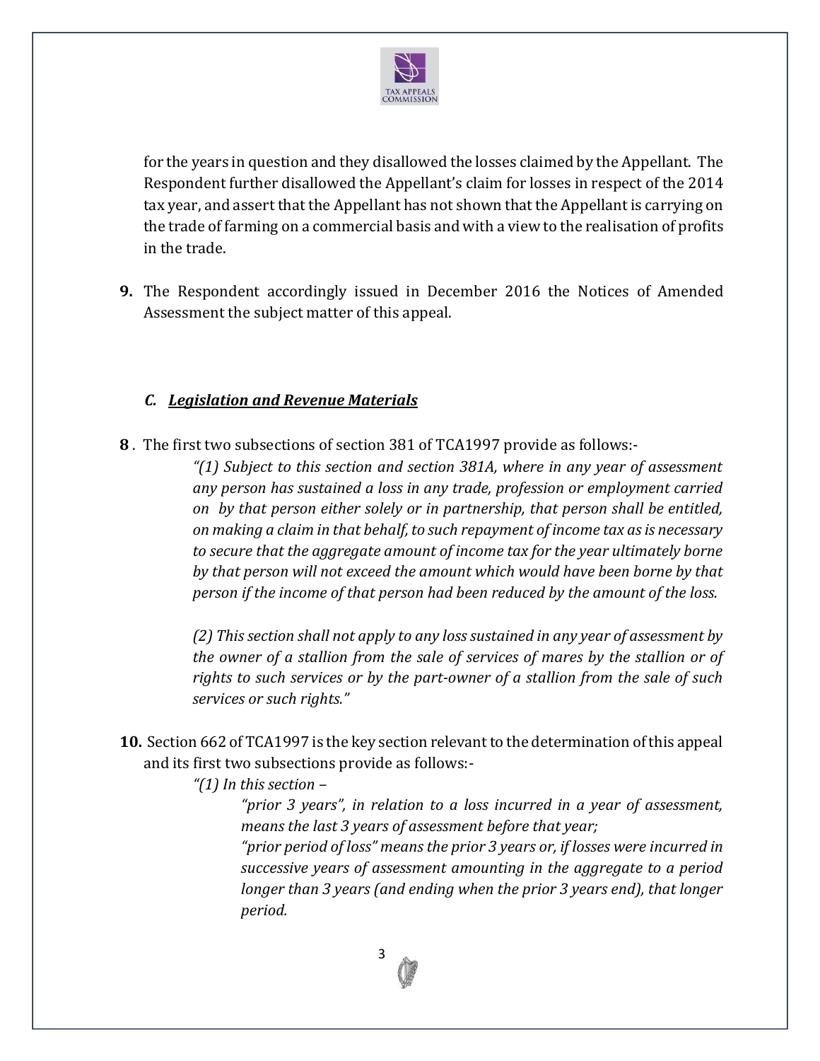for the years in question and they disallowed the losses claimed by the Appellant. The Respondent further disallowed the Appellant's claim for losses in respect of the 2014 tax year, and assert that the Appellant has not shown that the Appellant is carrying on the trade of farming on a commercial basis and with a view to the realisation of profits in the trade.

**9.** The Respondent accordingly issued in December 2016 the Notices of Amended Assessment the subject matter of this appeal.

### *C. Legislation and Revenue Materials*

**8** . The first two subsections of section 381 of TCA1997 provide as follows:-

> *"(1) Subject to this section and section 381A, where in any year of assessment any person has sustained a loss in any trade, profession or employment carried on by that person either solely or in partnership, that person shall be entitled, on making a claim in that behalf, to such repayment of income tax as is necessary to secure that the aggregate amount of income tax for the year ultimately borne by that person will not exceed the amount which would have been borne by that person if the income of that person had been reduced by the amount of the loss.*
>
> *(2) This section shall not apply to any loss sustained in any year of assessment by the owner of a stallion from the sale of services of mares by the stallion or of rights to such services or by the part-owner of a stallion from the sale of such services or such rights."*

**10.** Section 662 of TCA1997 is the key section relevant to the determination of this appeal and its first two subsections provide as follows:-

> *"(1) In this section –*
>
> > *"prior 3 years", in relation to a loss incurred in a year of assessment, means the last 3 years of assessment before that year;*
> >
> > *"prior period of loss" means the prior 3 years or, if losses were incurred in successive years of assessment amounting in the aggregate to a period longer than 3 years (and ending when the prior 3 years end), that longer period.*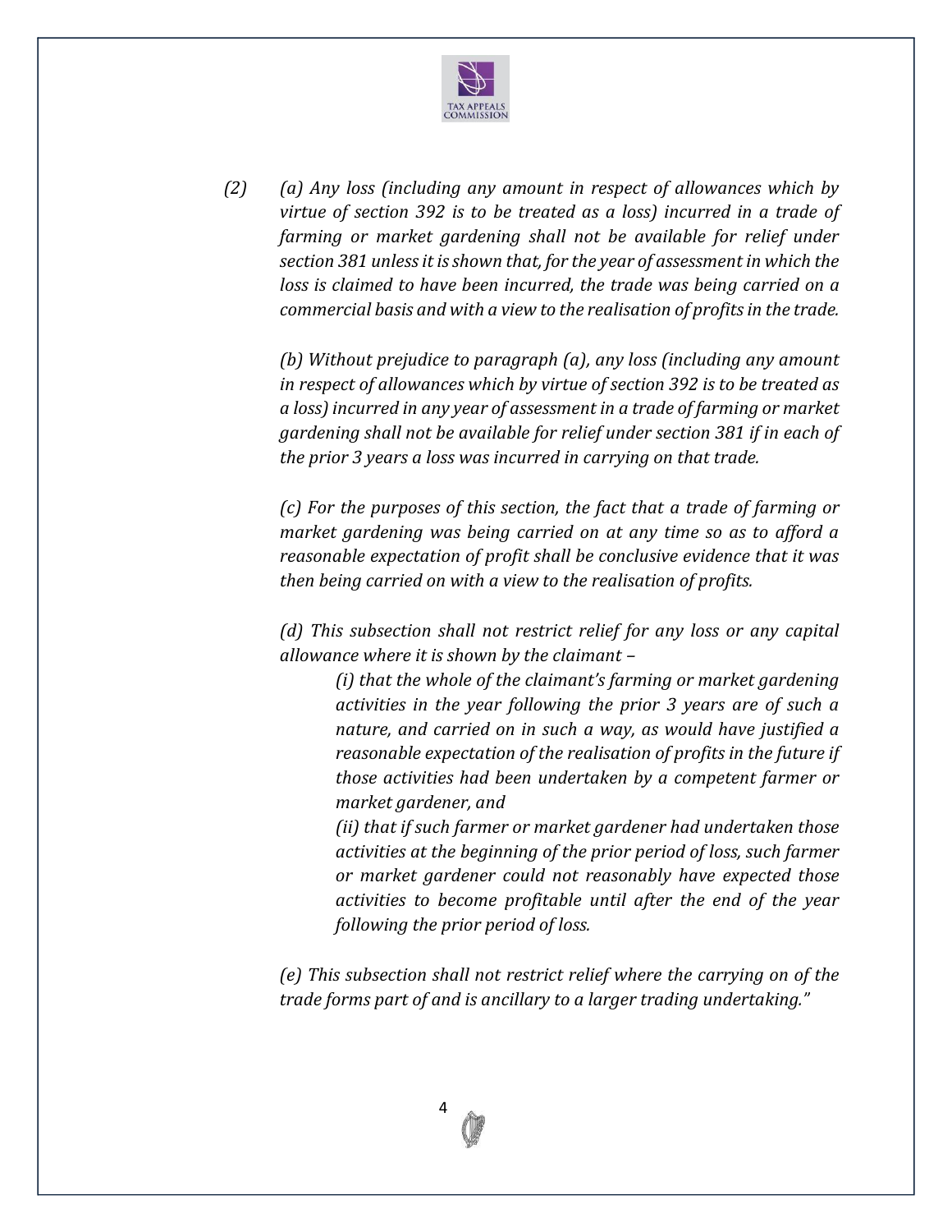*(2) (a) Any loss (including any amount in respect of allowances which by virtue of section 392 is to be treated as a loss) incurred in a trade of farming or market gardening shall not be available for relief under section 381 unless it is shown that, for the year of assessment in which the loss is claimed to have been incurred, the trade was being carried on a commercial basis and with a view to the realisation of profits in the trade.*

*(b) Without prejudice to paragraph (a), any loss (including any amount in respect of allowances which by virtue of section 392 is to be treated as a loss) incurred in any year of assessment in a trade of farming or market gardening shall not be available for relief under section 381 if in each of the prior 3 years a loss was incurred in carrying on that trade.*

*(c) For the purposes of this section, the fact that a trade of farming or market gardening was being carried on at any time so as to afford a reasonable expectation of profit shall be conclusive evidence that it was then being carried on with a view to the realisation of profits.*

*(d) This subsection shall not restrict relief for any loss or any capital allowance where it is shown by the claimant –*

*(i) that the whole of the claimant's farming or market gardening activities in the year following the prior 3 years are of such a nature, and carried on in such a way, as would have justified a reasonable expectation of the realisation of profits in the future if those activities had been undertaken by a competent farmer or market gardener, and*

*(ii) that if such farmer or market gardener had undertaken those activities at the beginning of the prior period of loss, such farmer or market gardener could not reasonably have expected those activities to become profitable until after the end of the year following the prior period of loss.*

*(e) This subsection shall not restrict relief where the carrying on of the trade forms part of and is ancillary to a larger trading undertaking."*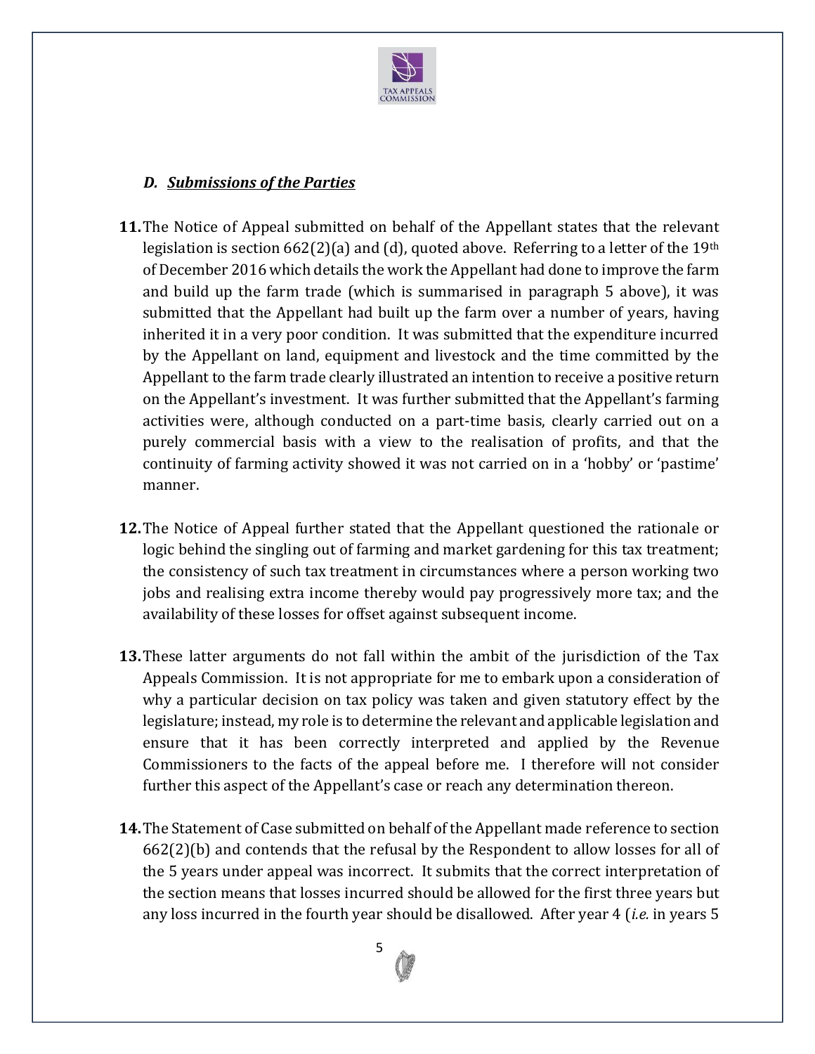### D. ***Submissions of the Parties***

**11.** The Notice of Appeal submitted on behalf of the Appellant states that the relevant legislation is section 662(2)(a) and (d), quoted above. Referring to a letter of the 19th of December 2016 which details the work the Appellant had done to improve the farm and build up the farm trade (which is summarised in paragraph 5 above), it was submitted that the Appellant had built up the farm over a number of years, having inherited it in a very poor condition. It was submitted that the expenditure incurred by the Appellant on land, equipment and livestock and the time committed by the Appellant to the farm trade clearly illustrated an intention to receive a positive return on the Appellant's investment. It was further submitted that the Appellant's farming activities were, although conducted on a part-time basis, clearly carried out on a purely commercial basis with a view to the realisation of profits, and that the continuity of farming activity showed it was not carried on in a 'hobby' or 'pastime' manner.

**12.** The Notice of Appeal further stated that the Appellant questioned the rationale or logic behind the singling out of farming and market gardening for this tax treatment; the consistency of such tax treatment in circumstances where a person working two jobs and realising extra income thereby would pay progressively more tax; and the availability of these losses for offset against subsequent income.

**13.** These latter arguments do not fall within the ambit of the jurisdiction of the Tax Appeals Commission. It is not appropriate for me to embark upon a consideration of why a particular decision on tax policy was taken and given statutory effect by the legislature; instead, my role is to determine the relevant and applicable legislation and ensure that it has been correctly interpreted and applied by the Revenue Commissioners to the facts of the appeal before me. I therefore will not consider further this aspect of the Appellant's case or reach any determination thereon.

**14.** The Statement of Case submitted on behalf of the Appellant made reference to section 662(2)(b) and contends that the refusal by the Respondent to allow losses for all of the 5 years under appeal was incorrect. It submits that the correct interpretation of the section means that losses incurred should be allowed for the first three years but any loss incurred in the fourth year should be disallowed. After year 4 (*i.e.* in years 5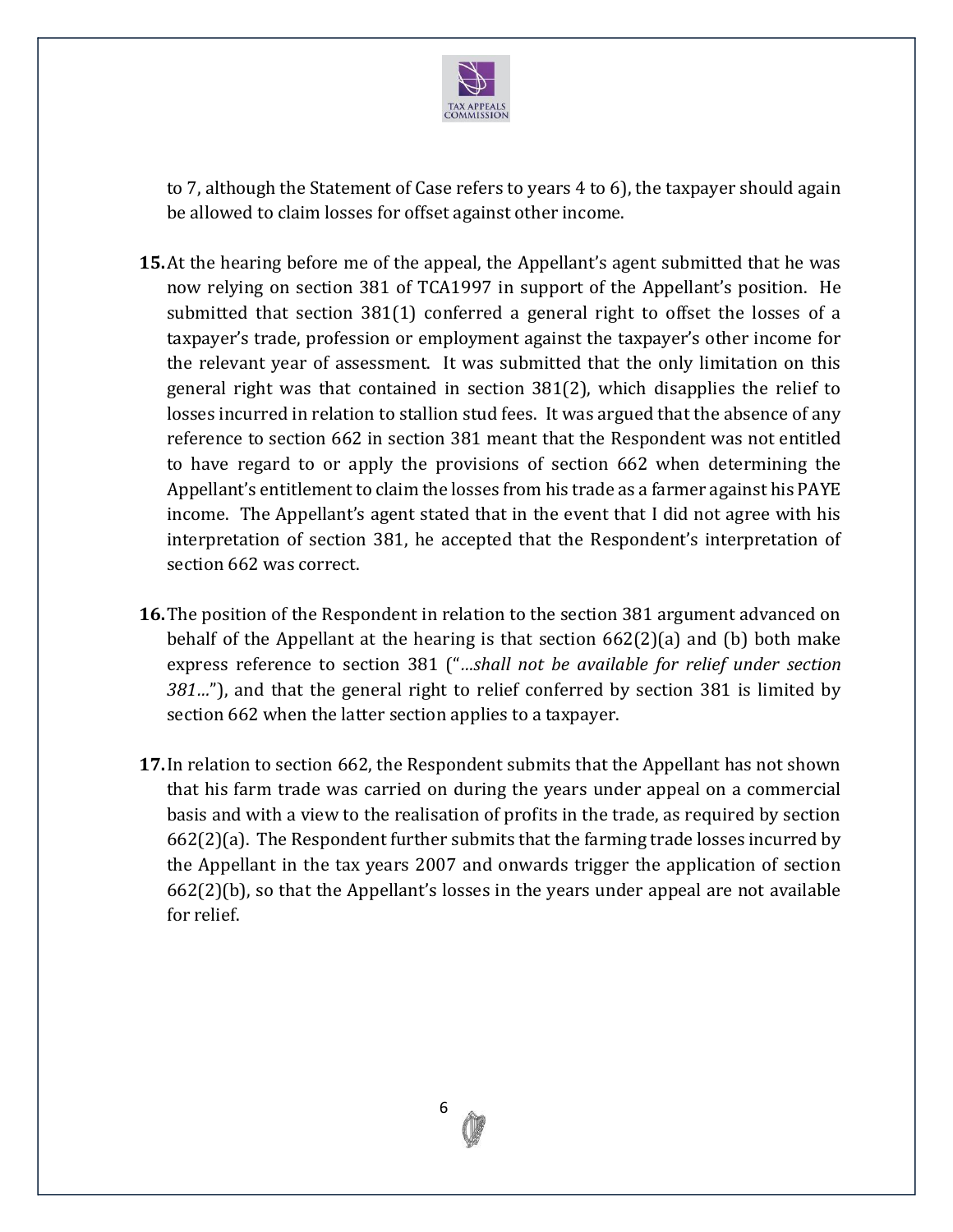to 7, although the Statement of Case refers to years 4 to 6), the taxpayer should again be allowed to claim losses for offset against other income.

**15.** At the hearing before me of the appeal, the Appellant's agent submitted that he was now relying on section 381 of TCA1997 in support of the Appellant's position. He submitted that section 381(1) conferred a general right to offset the losses of a taxpayer's trade, profession or employment against the taxpayer's other income for the relevant year of assessment. It was submitted that the only limitation on this general right was that contained in section 381(2), which disapplies the relief to losses incurred in relation to stallion stud fees. It was argued that the absence of any reference to section 662 in section 381 meant that the Respondent was not entitled to have regard to or apply the provisions of section 662 when determining the Appellant's entitlement to claim the losses from his trade as a farmer against his PAYE income. The Appellant's agent stated that in the event that I did not agree with his interpretation of section 381, he accepted that the Respondent's interpretation of section 662 was correct.

**16.** The position of the Respondent in relation to the section 381 argument advanced on behalf of the Appellant at the hearing is that section 662(2)(a) and (b) both make express reference to section 381 ("*…shall not be available for relief under section 381…*"), and that the general right to relief conferred by section 381 is limited by section 662 when the latter section applies to a taxpayer.

**17.** In relation to section 662, the Respondent submits that the Appellant has not shown that his farm trade was carried on during the years under appeal on a commercial basis and with a view to the realisation of profits in the trade, as required by section 662(2)(a). The Respondent further submits that the farming trade losses incurred by the Appellant in the tax years 2007 and onwards trigger the application of section 662(2)(b), so that the Appellant's losses in the years under appeal are not available for relief.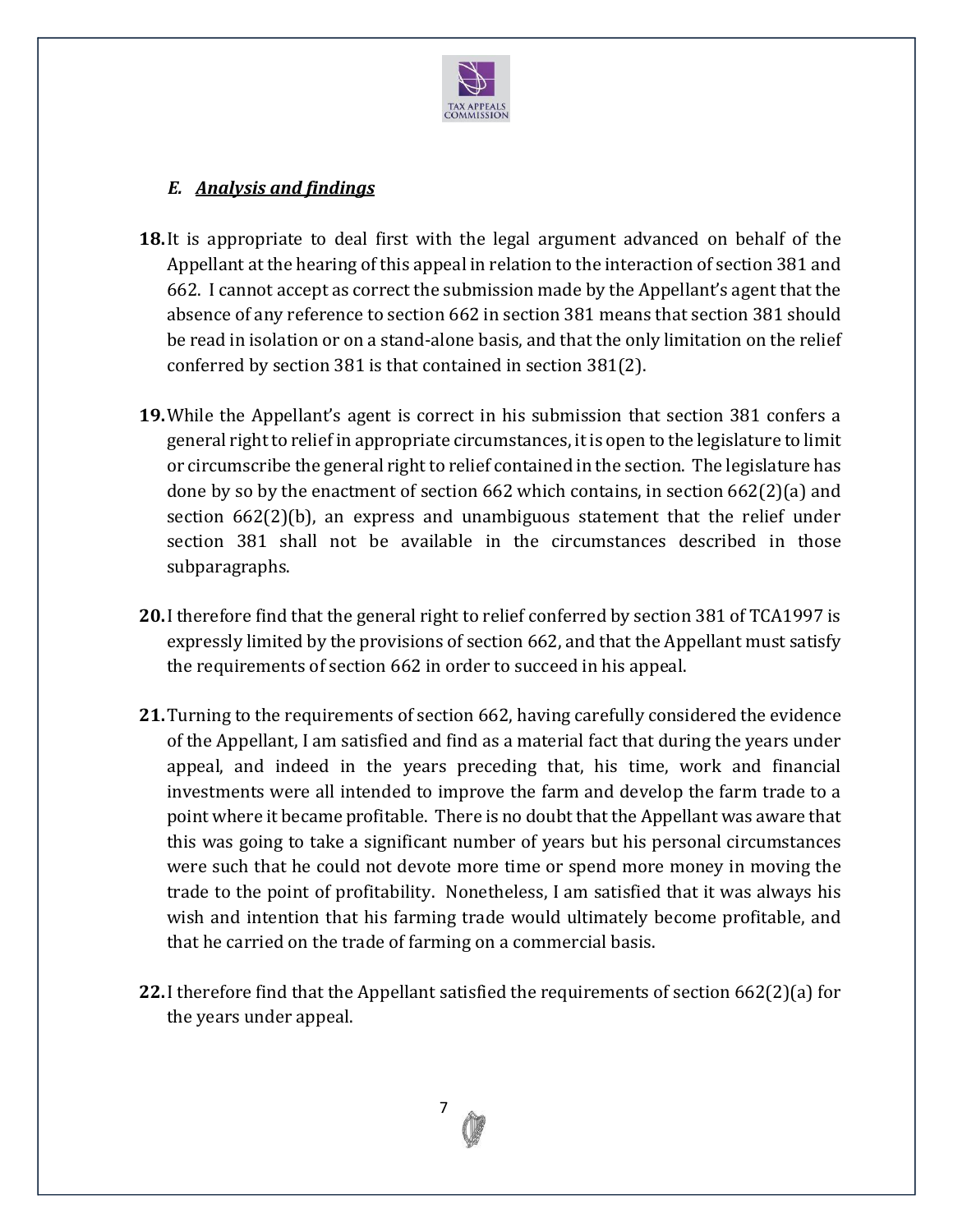### *E. Analysis and findings*

**18.** It is appropriate to deal first with the legal argument advanced on behalf of the Appellant at the hearing of this appeal in relation to the interaction of section 381 and 662. I cannot accept as correct the submission made by the Appellant's agent that the absence of any reference to section 662 in section 381 means that section 381 should be read in isolation or on a stand-alone basis, and that the only limitation on the relief conferred by section 381 is that contained in section 381(2).

**19.** While the Appellant's agent is correct in his submission that section 381 confers a general right to relief in appropriate circumstances, it is open to the legislature to limit or circumscribe the general right to relief contained in the section. The legislature has done by so by the enactment of section 662 which contains, in section 662(2)(a) and section 662(2)(b), an express and unambiguous statement that the relief under section 381 shall not be available in the circumstances described in those subparagraphs.

**20.** I therefore find that the general right to relief conferred by section 381 of TCA1997 is expressly limited by the provisions of section 662, and that the Appellant must satisfy the requirements of section 662 in order to succeed in his appeal.

**21.** Turning to the requirements of section 662, having carefully considered the evidence of the Appellant, I am satisfied and find as a material fact that during the years under appeal, and indeed in the years preceding that, his time, work and financial investments were all intended to improve the farm and develop the farm trade to a point where it became profitable. There is no doubt that the Appellant was aware that this was going to take a significant number of years but his personal circumstances were such that he could not devote more time or spend more money in moving the trade to the point of profitability. Nonetheless, I am satisfied that it was always his wish and intention that his farming trade would ultimately become profitable, and that he carried on the trade of farming on a commercial basis.

**22.** I therefore find that the Appellant satisfied the requirements of section 662(2)(a) for the years under appeal.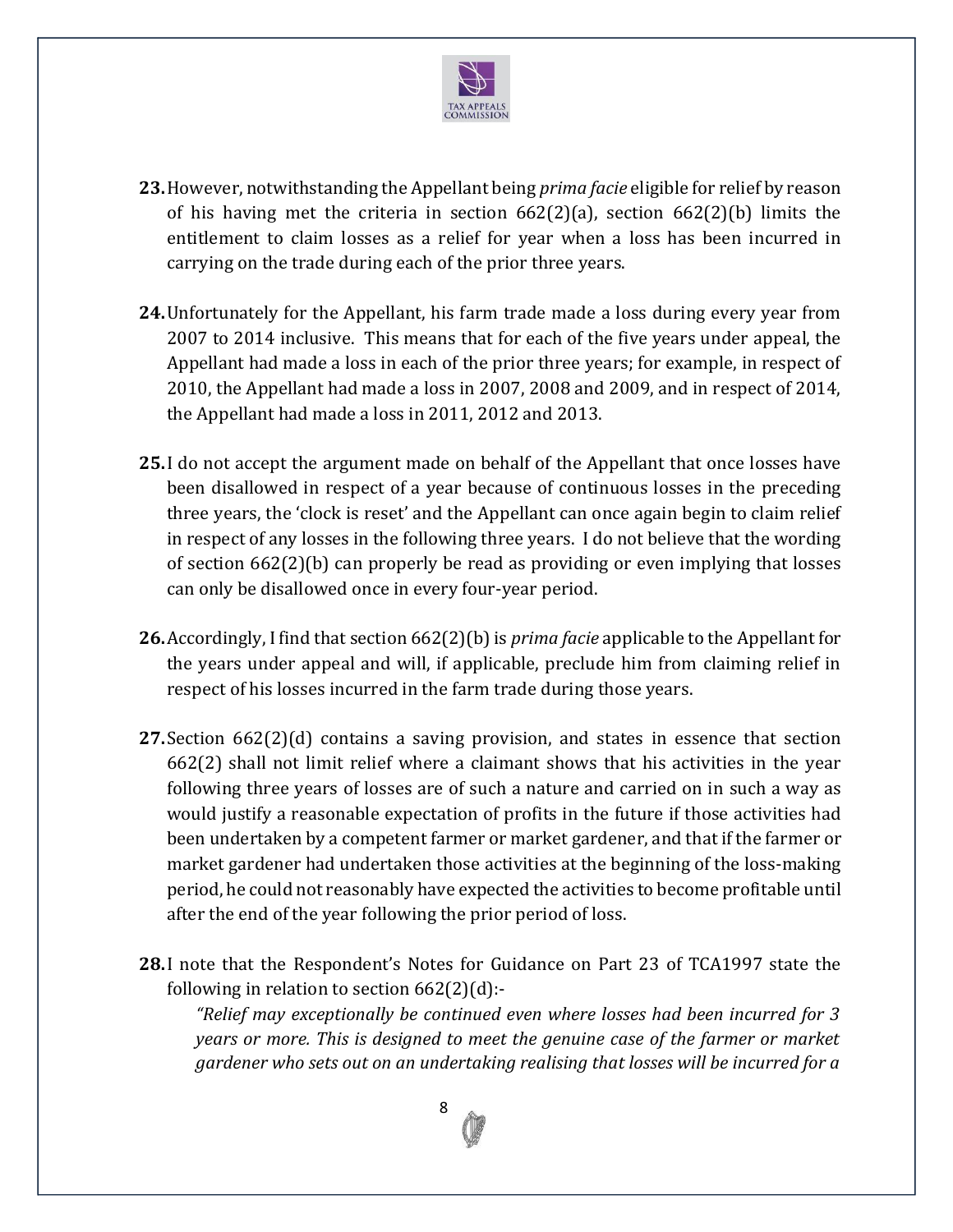**23.** However, notwithstanding the Appellant being *prima facie* eligible for relief by reason of his having met the criteria in section 662(2)(a), section 662(2)(b) limits the entitlement to claim losses as a relief for year when a loss has been incurred in carrying on the trade during each of the prior three years.

**24.** Unfortunately for the Appellant, his farm trade made a loss during every year from 2007 to 2014 inclusive. This means that for each of the five years under appeal, the Appellant had made a loss in each of the prior three years; for example, in respect of 2010, the Appellant had made a loss in 2007, 2008 and 2009, and in respect of 2014, the Appellant had made a loss in 2011, 2012 and 2013.

**25.** I do not accept the argument made on behalf of the Appellant that once losses have been disallowed in respect of a year because of continuous losses in the preceding three years, the 'clock is reset' and the Appellant can once again begin to claim relief in respect of any losses in the following three years. I do not believe that the wording of section 662(2)(b) can properly be read as providing or even implying that losses can only be disallowed once in every four-year period.

**26.** Accordingly, I find that section 662(2)(b) is *prima facie* applicable to the Appellant for the years under appeal and will, if applicable, preclude him from claiming relief in respect of his losses incurred in the farm trade during those years.

**27.** Section 662(2)(d) contains a saving provision, and states in essence that section 662(2) shall not limit relief where a claimant shows that his activities in the year following three years of losses are of such a nature and carried on in such a way as would justify a reasonable expectation of profits in the future if those activities had been undertaken by a competent farmer or market gardener, and that if the farmer or market gardener had undertaken those activities at the beginning of the loss-making period, he could not reasonably have expected the activities to become profitable until after the end of the year following the prior period of loss.

**28.** I note that the Respondent's Notes for Guidance on Part 23 of TCA1997 state the following in relation to section 662(2)(d):-

*"Relief may exceptionally be continued even where losses had been incurred for 3 years or more. This is designed to meet the genuine case of the farmer or market gardener who sets out on an undertaking realising that losses will be incurred for a*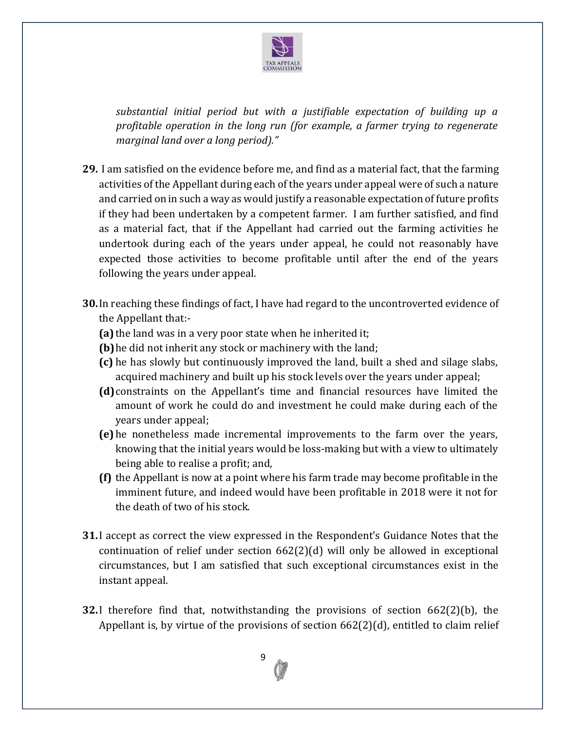*substantial initial period but with a justifiable expectation of building up a profitable operation in the long run (for example, a farmer trying to regenerate marginal land over a long period)."*

**29.** I am satisfied on the evidence before me, and find as a material fact, that the farming activities of the Appellant during each of the years under appeal were of such a nature and carried on in such a way as would justify a reasonable expectation of future profits if they had been undertaken by a competent farmer. I am further satisfied, and find as a material fact, that if the Appellant had carried out the farming activities he undertook during each of the years under appeal, he could not reasonably have expected those activities to become profitable until after the end of the years following the years under appeal.

**30.** In reaching these findings of fact, I have had regard to the uncontroverted evidence of the Appellant that:-

**(a)** the land was in a very poor state when he inherited it;

**(b)** he did not inherit any stock or machinery with the land;

**(c)** he has slowly but continuously improved the land, built a shed and silage slabs, acquired machinery and built up his stock levels over the years under appeal;

**(d)** constraints on the Appellant's time and financial resources have limited the amount of work he could do and investment he could make during each of the years under appeal;

**(e)** he nonetheless made incremental improvements to the farm over the years, knowing that the initial years would be loss-making but with a view to ultimately being able to realise a profit; and,

**(f)** the Appellant is now at a point where his farm trade may become profitable in the imminent future, and indeed would have been profitable in 2018 were it not for the death of two of his stock.

**31.** I accept as correct the view expressed in the Respondent's Guidance Notes that the continuation of relief under section 662(2)(d) will only be allowed in exceptional circumstances, but I am satisfied that such exceptional circumstances exist in the instant appeal.

**32.** I therefore find that, notwithstanding the provisions of section 662(2)(b), the Appellant is, by virtue of the provisions of section 662(2)(d), entitled to claim relief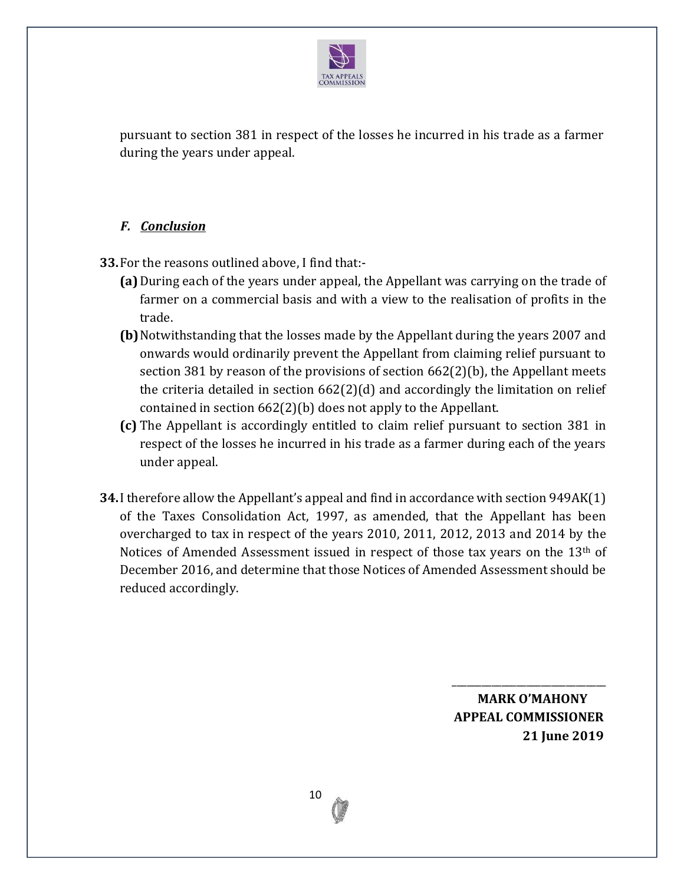pursuant to section 381 in respect of the losses he incurred in his trade as a farmer during the years under appeal.

### *F. Conclusion*

**33.** For the reasons outlined above, I find that:-

**(a)** During each of the years under appeal, the Appellant was carrying on the trade of farmer on a commercial basis and with a view to the realisation of profits in the trade.

**(b)** Notwithstanding that the losses made by the Appellant during the years 2007 and onwards would ordinarily prevent the Appellant from claiming relief pursuant to section 381 by reason of the provisions of section 662(2)(b), the Appellant meets the criteria detailed in section 662(2)(d) and accordingly the limitation on relief contained in section 662(2)(b) does not apply to the Appellant.

**(c)** The Appellant is accordingly entitled to claim relief pursuant to section 381 in respect of the losses he incurred in his trade as a farmer during each of the years under appeal.

**34.** I therefore allow the Appellant's appeal and find in accordance with section 949AK(1) of the Taxes Consolidation Act, 1997, as amended, that the Appellant has been overcharged to tax in respect of the years 2010, 2011, 2012, 2013 and 2014 by the Notices of Amended Assessment issued in respect of those tax years on the 13th of December 2016, and determine that those Notices of Amended Assessment should be reduced accordingly.

\_\_\_\_\_\_\_\_\_\_\_\_\_\_\_\_\_\_\_\_\_\_\_\_\_\_\_\_\_

**MARK O'MAHONY**
**APPEAL COMMISSIONER**
**21 June 2019**